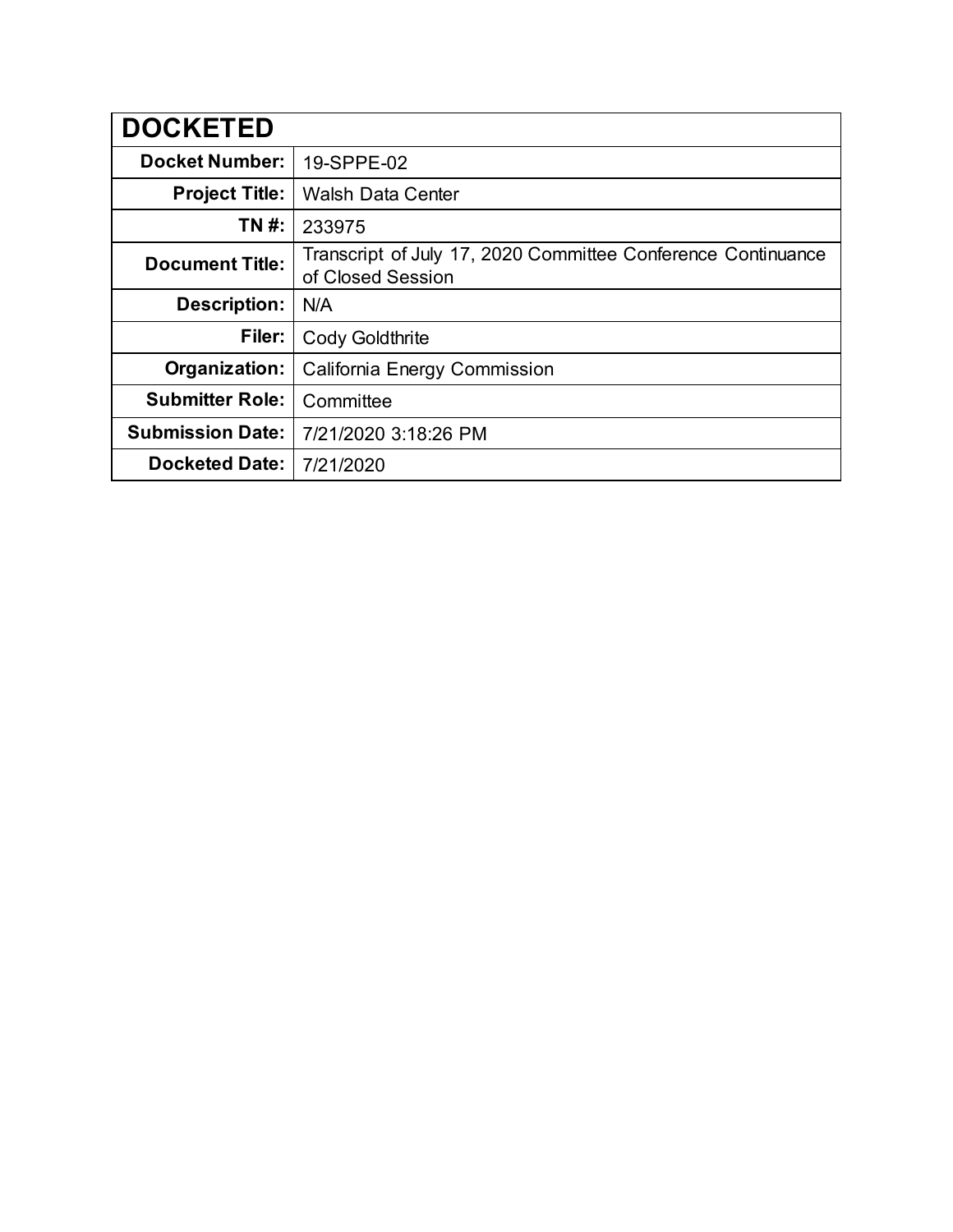| DOCKETED | |
|---|---|
| **Docket Number:** | 19-SPPE-02 |
| **Project Title:** | Walsh Data Center |
| **TN #:** | 233975 |
| **Document Title:** | Transcript of July 17, 2020 Committee Conference Continuance of Closed Session |
| **Description:** | N/A |
| **Filer:** | Cody Goldthrite |
| **Organization:** | California Energy Commission |
| **Submitter Role:** | Committee |
| **Submission Date:** | 7/21/2020 3:18:26 PM |
| **Docketed Date:** | 7/21/2020 |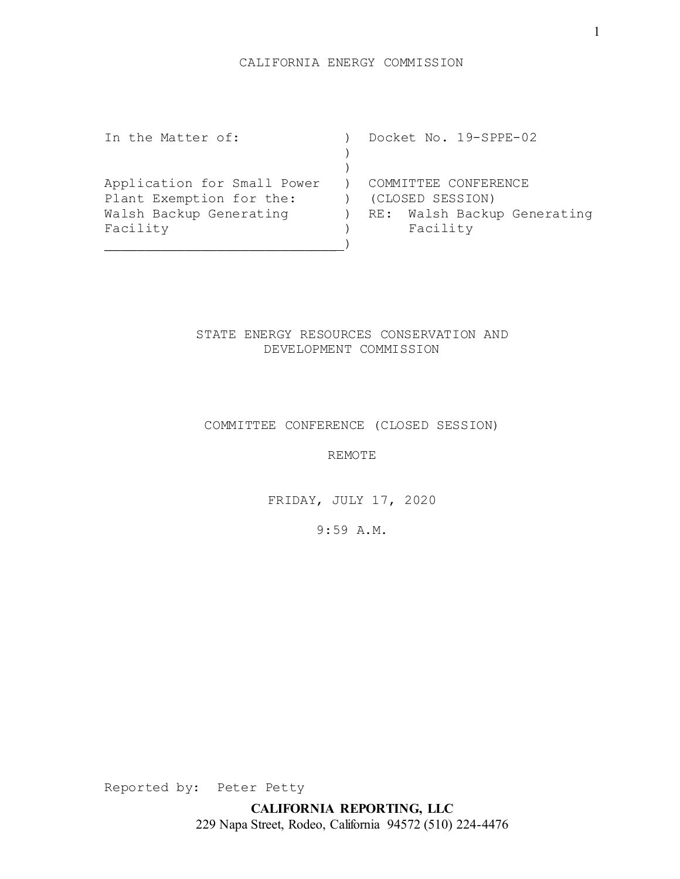CALIFORNIA ENERGY COMMISSION

| | | |
|---|---|---|
| In the Matter of: | ) | Docket No. 19-SPPE-02 |
| | ) | |
| | ) | |
| Application for Small Power Plant Exemption for the: Walsh Backup Generating Facility | ) | COMMITTEE CONFERENCE (CLOSED SESSION) RE: Walsh Backup Generating Facility |

STATE ENERGY RESOURCES CONSERVATION AND DEVELOPMENT COMMISSION

COMMITTEE CONFERENCE (CLOSED SESSION)

REMOTE

FRIDAY, JULY 17, 2020

9:59 A.M.

Reported by: Peter Petty

**CALIFORNIA REPORTING, LLC**
229 Napa Street, Rodeo, California 94572 (510) 224-4476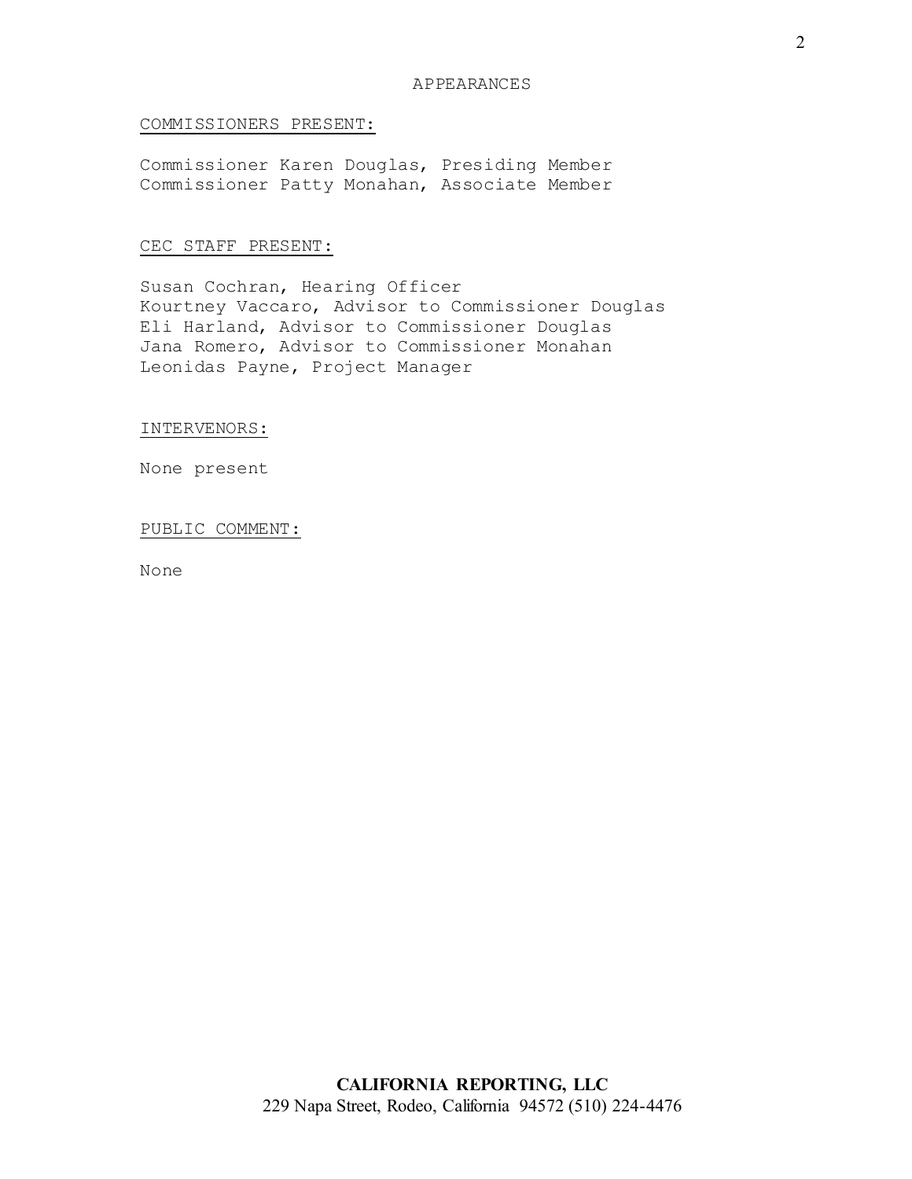# APPEARANCES

## COMMISSIONERS PRESENT:

Commissioner Karen Douglas, Presiding Member
Commissioner Patty Monahan, Associate Member

## CEC STAFF PRESENT:

Susan Cochran, Hearing Officer
Kourtney Vaccaro, Advisor to Commissioner Douglas
Eli Harland, Advisor to Commissioner Douglas
Jana Romero, Advisor to Commissioner Monahan
Leonidas Payne, Project Manager

## INTERVENORS:

None present

## PUBLIC COMMENT:

None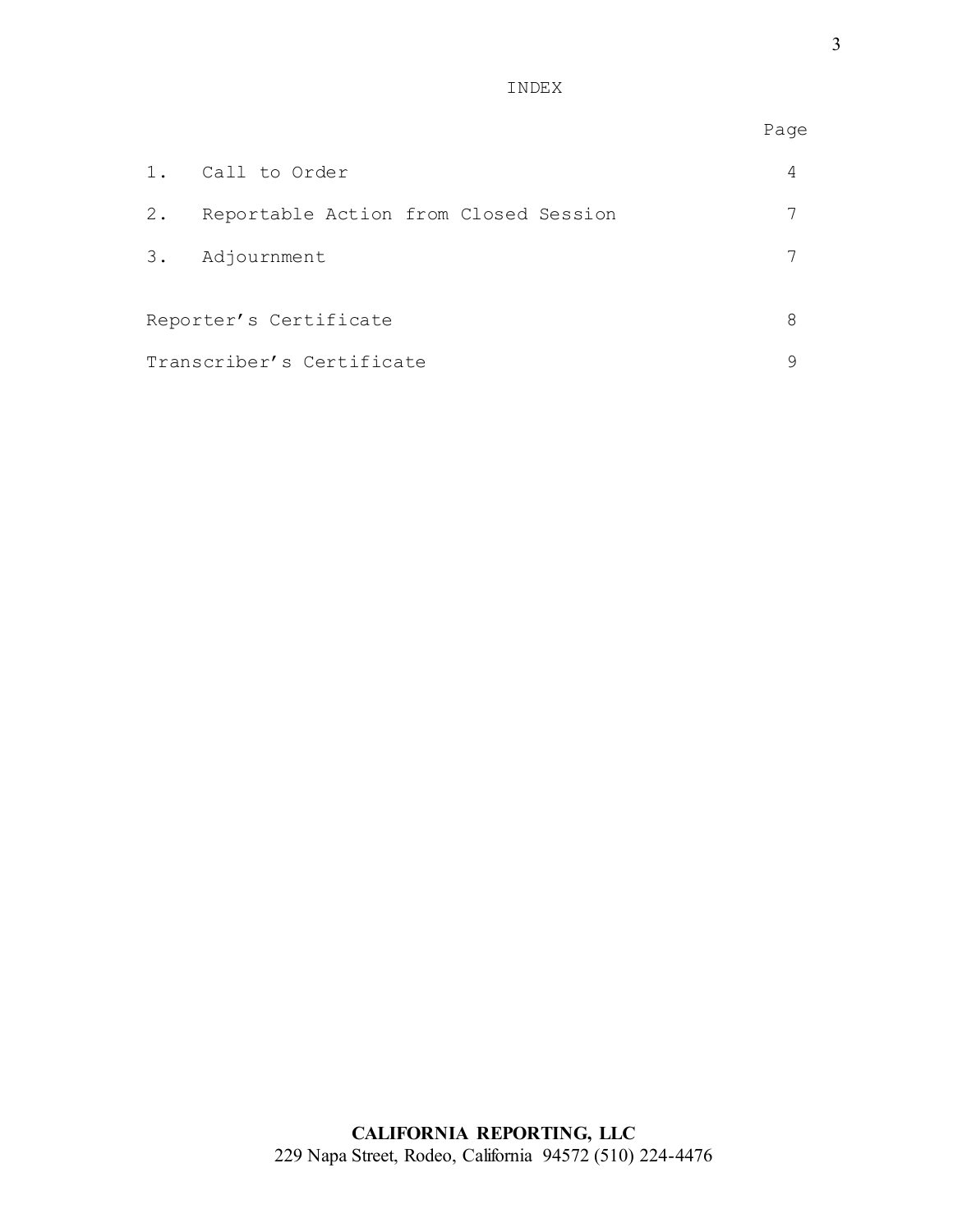# INDEX

| | | Page |
|---|---|---|
| 1. | Call to Order | 4 |
| 2. | Reportable Action from Closed Session | 7 |
| 3. | Adjournment | 7 |
| | | |
| Reporter’s Certificate | | 8 |
| Transcriber’s Certificate | | 9 |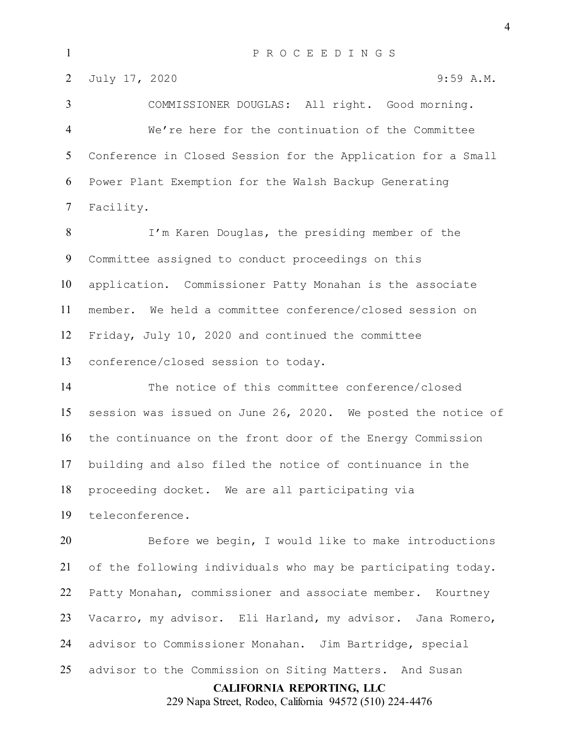P R O C E E D I N G S

July 17, 2020 9:59 A.M.

COMMISSIONER DOUGLAS: All right. Good morning. We're here for the continuation of the Committee Conference in Closed Session for the Application for a Small Power Plant Exemption for the Walsh Backup Generating Facility.

I'm Karen Douglas, the presiding member of the Committee assigned to conduct proceedings on this application. Commissioner Patty Monahan is the associate member. We held a committee conference/closed session on Friday, July 10, 2020 and continued the committee conference/closed session to today.

The notice of this committee conference/closed session was issued on June 26, 2020. We posted the notice of the continuance on the front door of the Energy Commission building and also filed the notice of continuance in the proceeding docket. We are all participating via teleconference.

Before we begin, I would like to make introductions of the following individuals who may be participating today. Patty Monahan, commissioner and associate member. Kourtney Vacarro, my advisor. Eli Harland, my advisor. Jana Romero, advisor to Commissioner Monahan. Jim Bartridge, special advisor to the Commission on Siting Matters. And Susan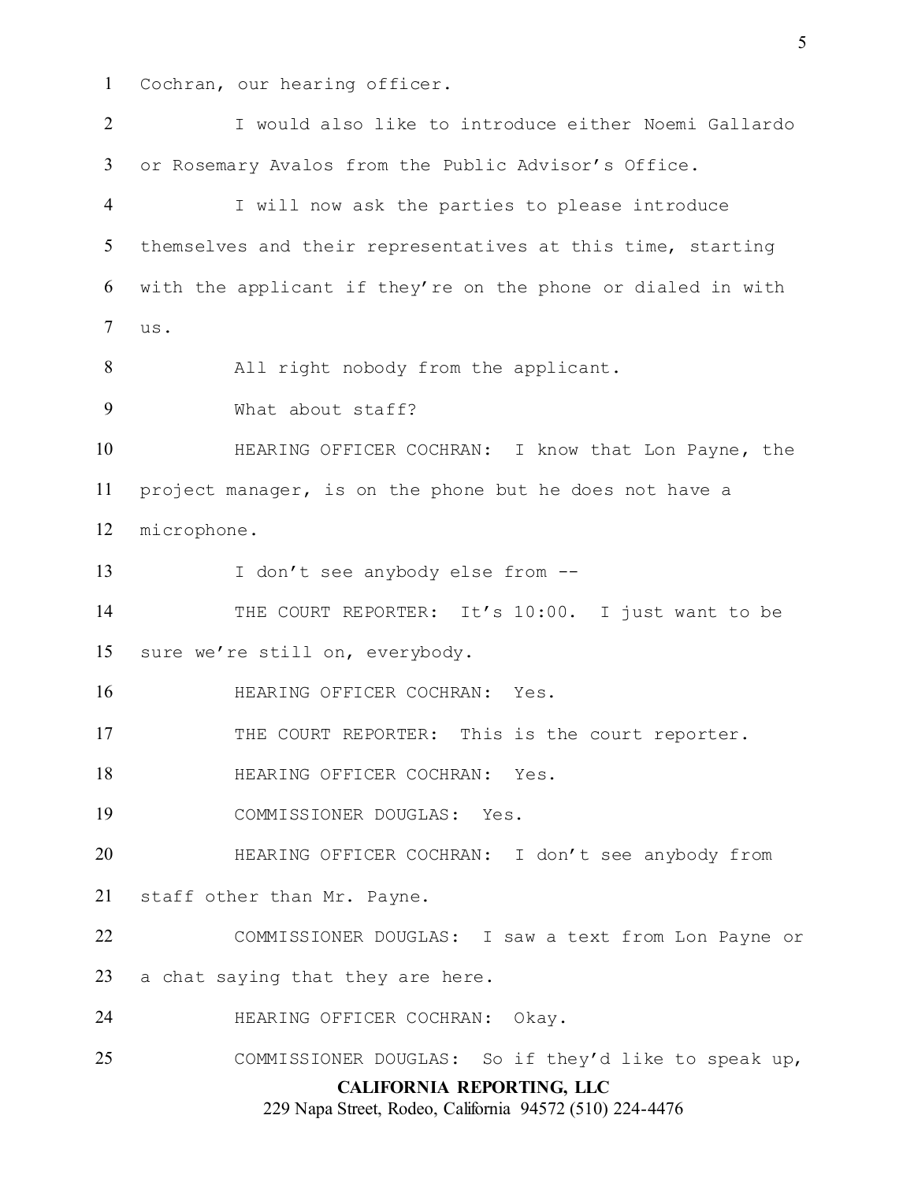Cochran, our hearing officer.

I would also like to introduce either Noemi Gallardo or Rosemary Avalos from the Public Advisor's Office.

I will now ask the parties to please introduce themselves and their representatives at this time, starting with the applicant if they're on the phone or dialed in with us.

All right nobody from the applicant.

What about staff?

HEARING OFFICER COCHRAN: I know that Lon Payne, the project manager, is on the phone but he does not have a microphone.

I don't see anybody else from --

THE COURT REPORTER: It's 10:00. I just want to be sure we're still on, everybody.

HEARING OFFICER COCHRAN: Yes.

THE COURT REPORTER: This is the court reporter.

HEARING OFFICER COCHRAN: Yes.

COMMISSIONER DOUGLAS: Yes.

HEARING OFFICER COCHRAN: I don't see anybody from staff other than Mr. Payne.

COMMISSIONER DOUGLAS: I saw a text from Lon Payne or a chat saying that they are here.

HEARING OFFICER COCHRAN: Okay.

COMMISSIONER DOUGLAS: So if they'd like to speak up,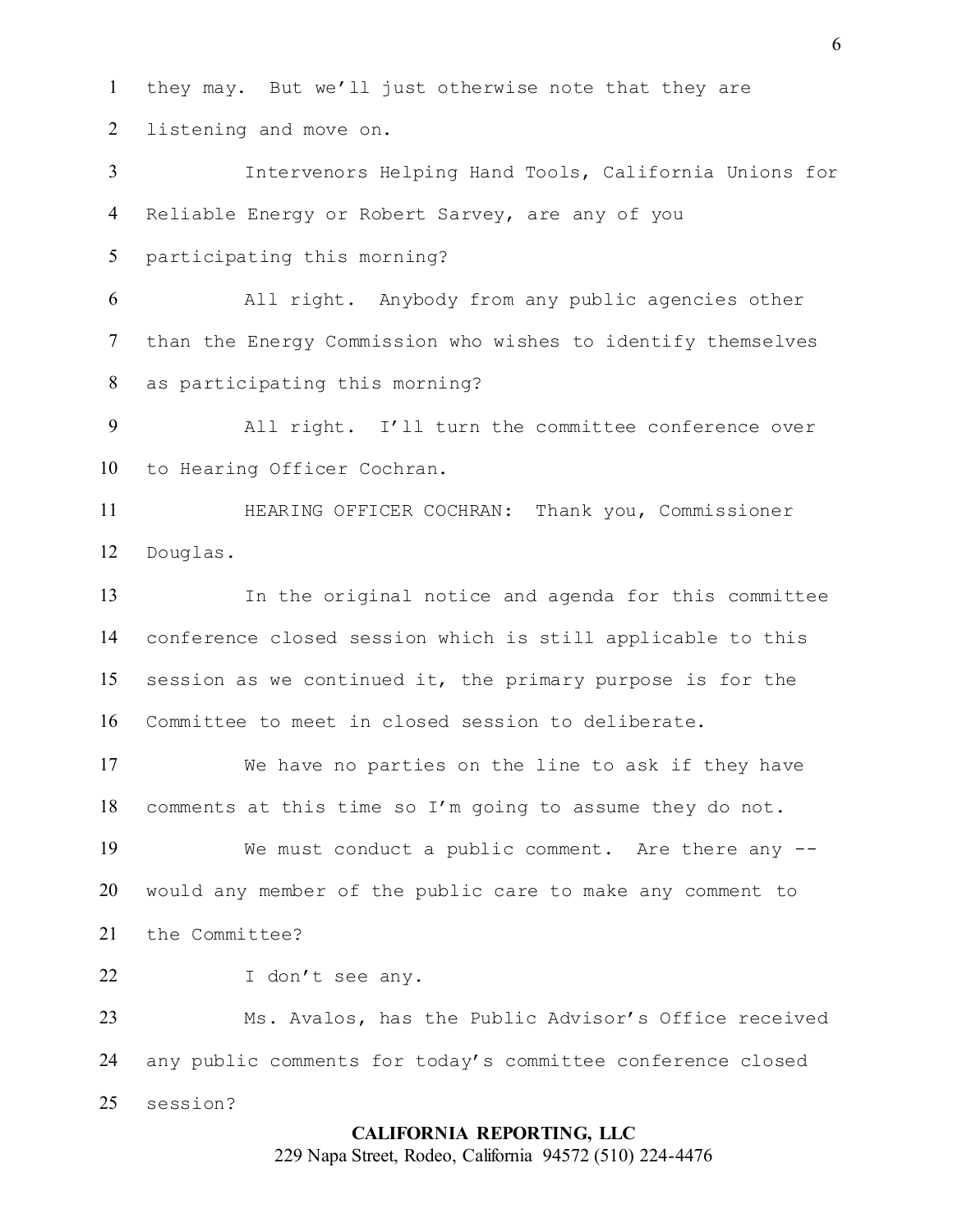they may. But we'll just otherwise note that they are listening and move on.

Intervenors Helping Hand Tools, California Unions for Reliable Energy or Robert Sarvey, are any of you participating this morning?

All right. Anybody from any public agencies other than the Energy Commission who wishes to identify themselves as participating this morning?

All right. I'll turn the committee conference over to Hearing Officer Cochran.

HEARING OFFICER COCHRAN: Thank you, Commissioner Douglas.

In the original notice and agenda for this committee conference closed session which is still applicable to this session as we continued it, the primary purpose is for the Committee to meet in closed session to deliberate.

We have no parties on the line to ask if they have comments at this time so I'm going to assume they do not.

We must conduct a public comment. Are there any -- would any member of the public care to make any comment to the Committee?

I don't see any.

Ms. Avalos, has the Public Advisor's Office received any public comments for today's committee conference closed session?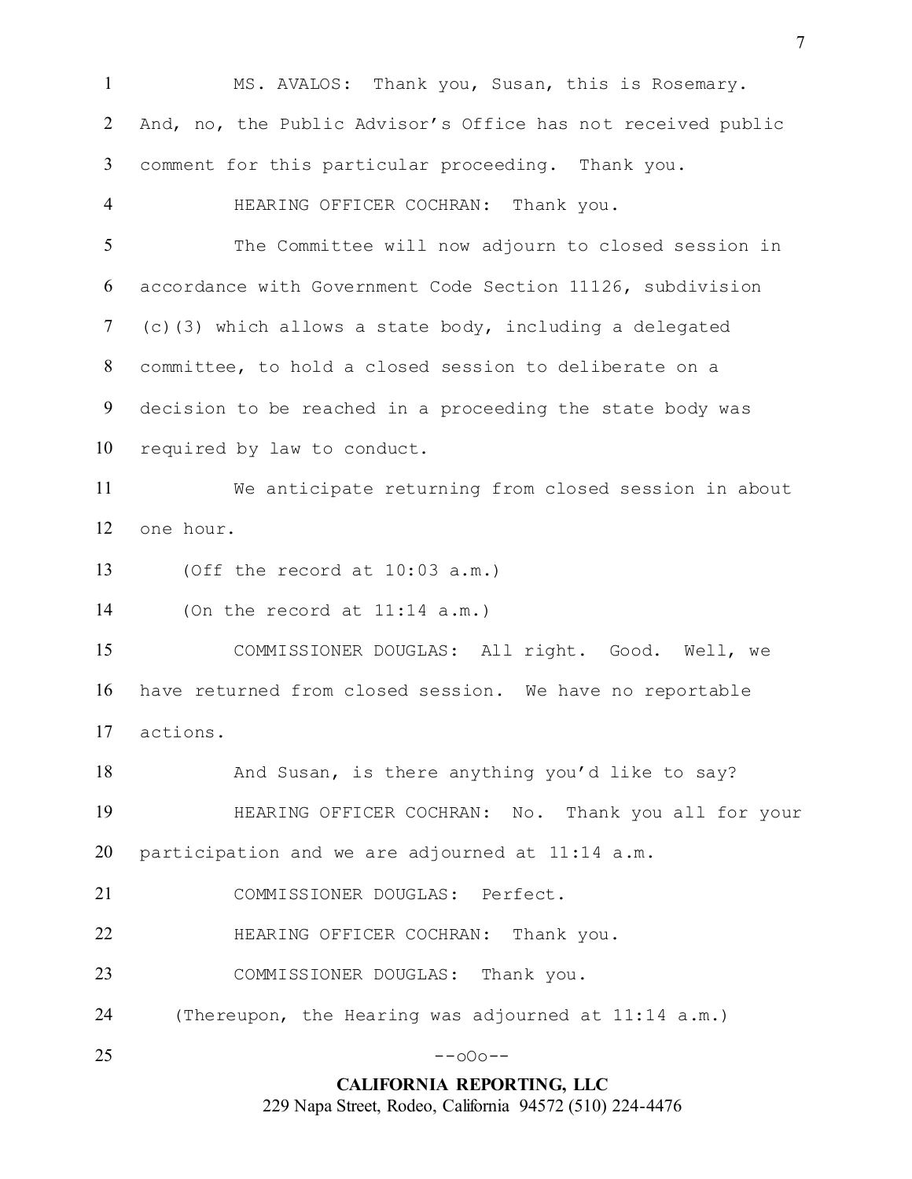MS. AVALOS: Thank you, Susan, this is Rosemary. And, no, the Public Advisor's Office has not received public comment for this particular proceeding. Thank you.

HEARING OFFICER COCHRAN: Thank you.

The Committee will now adjourn to closed session in accordance with Government Code Section 11126, subdivision (c)(3) which allows a state body, including a delegated committee, to hold a closed session to deliberate on a decision to be reached in a proceeding the state body was required by law to conduct.

We anticipate returning from closed session in about one hour.

(Off the record at 10:03 a.m.)

(On the record at 11:14 a.m.)

COMMISSIONER DOUGLAS: All right. Good. Well, we have returned from closed session. We have no reportable actions.

And Susan, is there anything you'd like to say?

HEARING OFFICER COCHRAN: No. Thank you all for your participation and we are adjourned at 11:14 a.m.

COMMISSIONER DOUGLAS: Perfect.

HEARING OFFICER COCHRAN: Thank you.

COMMISSIONER DOUGLAS: Thank you.

(Thereupon, the Hearing was adjourned at 11:14 a.m.)

--oOo--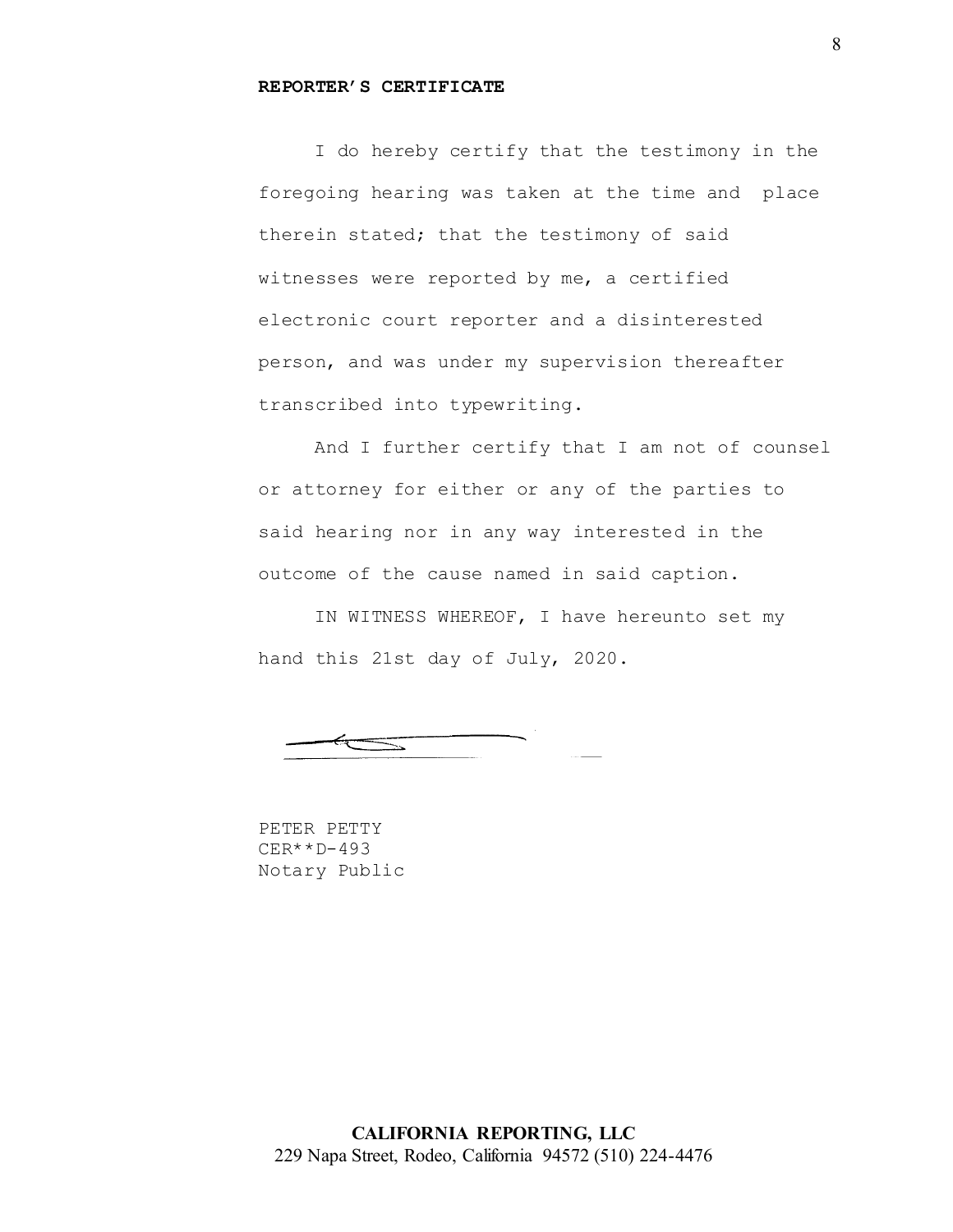**REPORTER'S CERTIFICATE**

I do hereby certify that the testimony in the foregoing hearing was taken at the time and place therein stated; that the testimony of said witnesses were reported by me, a certified electronic court reporter and a disinterested person, and was under my supervision thereafter transcribed into typewriting.

And I further certify that I am not of counsel or attorney for either or any of the parties to said hearing nor in any way interested in the outcome of the cause named in said caption.

IN WITNESS WHEREOF, I have hereunto set my hand this 21st day of July, 2020.

PETER PETTY
CER**D-493
Notary Public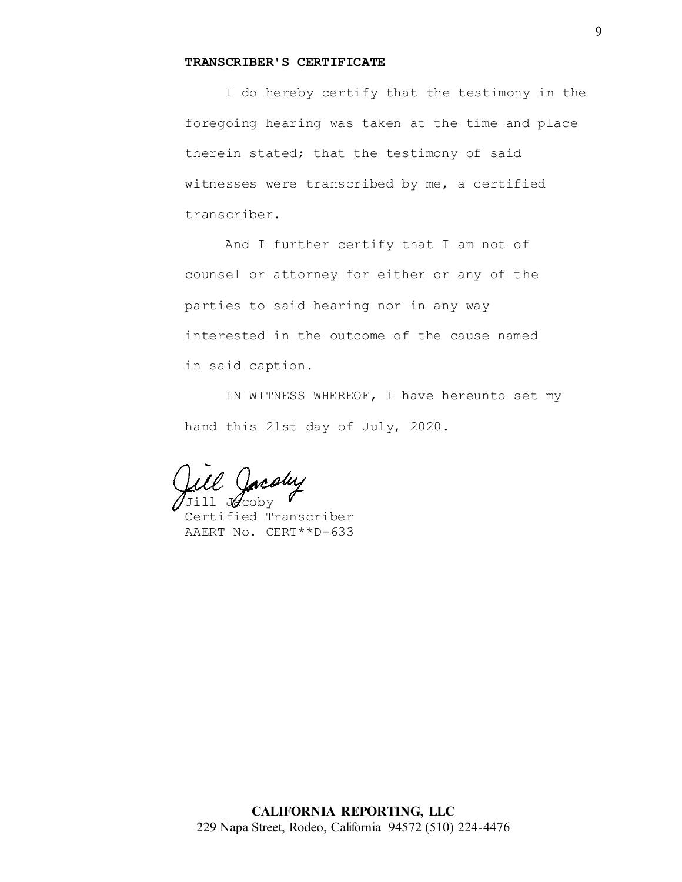**TRANSCRIBER'S CERTIFICATE**

I do hereby certify that the testimony in the foregoing hearing was taken at the time and place therein stated; that the testimony of said witnesses were transcribed by me, a certified transcriber.

And I further certify that I am not of counsel or attorney for either or any of the parties to said hearing nor in any way interested in the outcome of the cause named in said caption.

IN WITNESS WHEREOF, I have hereunto set my hand this 21st day of July, 2020.

Jill Jacoby
Certified Transcriber
AAERT No. CERT**D-633

**CALIFORNIA REPORTING, LLC**
229 Napa Street, Rodeo, California 94572 (510) 224-4476